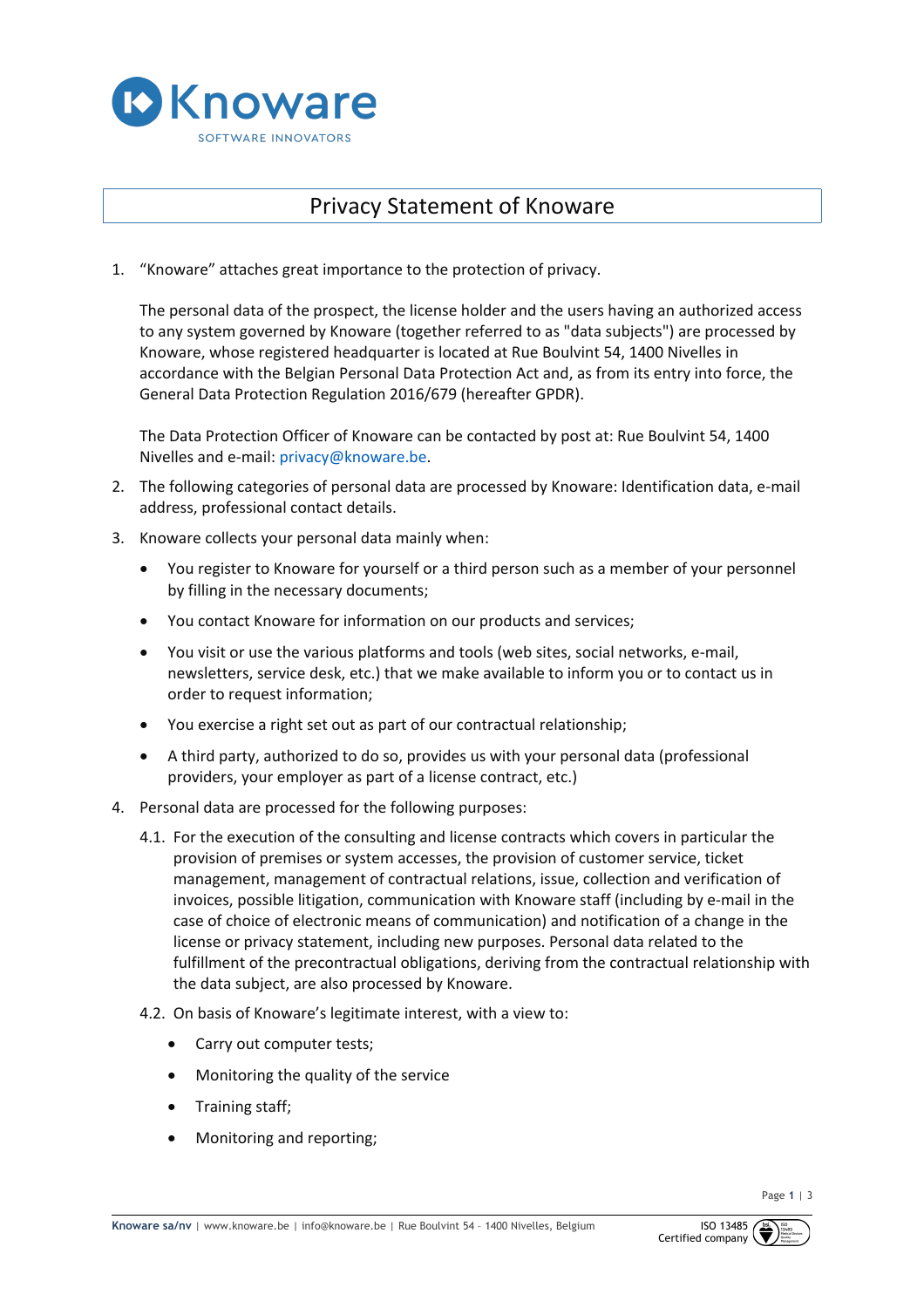# Privacy Statement of Knoware

1. "Knoware" attaches great importance to the protection of privacy.

   The personal data of the prospect, the license holder and the users having an authorized access to any system governed by Knoware (together referred to as "data subjects") are processed by Knoware, whose registered headquarter is located at Rue Boulvint 54, 1400 Nivelles in accordance with the Belgian Personal Data Protection Act and, as from its entry into force, the General Data Protection Regulation 2016/679 (hereafter GPDR).

   The Data Protection Officer of Knoware can be contacted by post at: Rue Boulvint 54, 1400 Nivelles and e-mail: privacy@knoware.be.

2. The following categories of personal data are processed by Knoware: Identification data, e-mail address, professional contact details.

3. Knoware collects your personal data mainly when:

   - You register to Knoware for yourself or a third person such as a member of your personnel by filling in the necessary documents;
   - You contact Knoware for information on our products and services;
   - You visit or use the various platforms and tools (web sites, social networks, e-mail, newsletters, service desk, etc.) that we make available to inform you or to contact us in order to request information;
   - You exercise a right set out as part of our contractual relationship;
   - A third party, authorized to do so, provides us with your personal data (professional providers, your employer as part of a license contract, etc.)

4. Personal data are processed for the following purposes:

   4.1. For the execution of the consulting and license contracts which covers in particular the provision of premises or system accesses, the provision of customer service, ticket management, management of contractual relations, issue, collection and verification of invoices, possible litigation, communication with Knoware staff (including by e-mail in the case of choice of electronic means of communication) and notification of a change in the license or privacy statement, including new purposes. Personal data related to the fulfillment of the precontractual obligations, deriving from the contractual relationship with the data subject, are also processed by Knoware.

   4.2. On basis of Knoware's legitimate interest, with a view to:

   - Carry out computer tests;
   - Monitoring the quality of the service
   - Training staff;
   - Monitoring and reporting;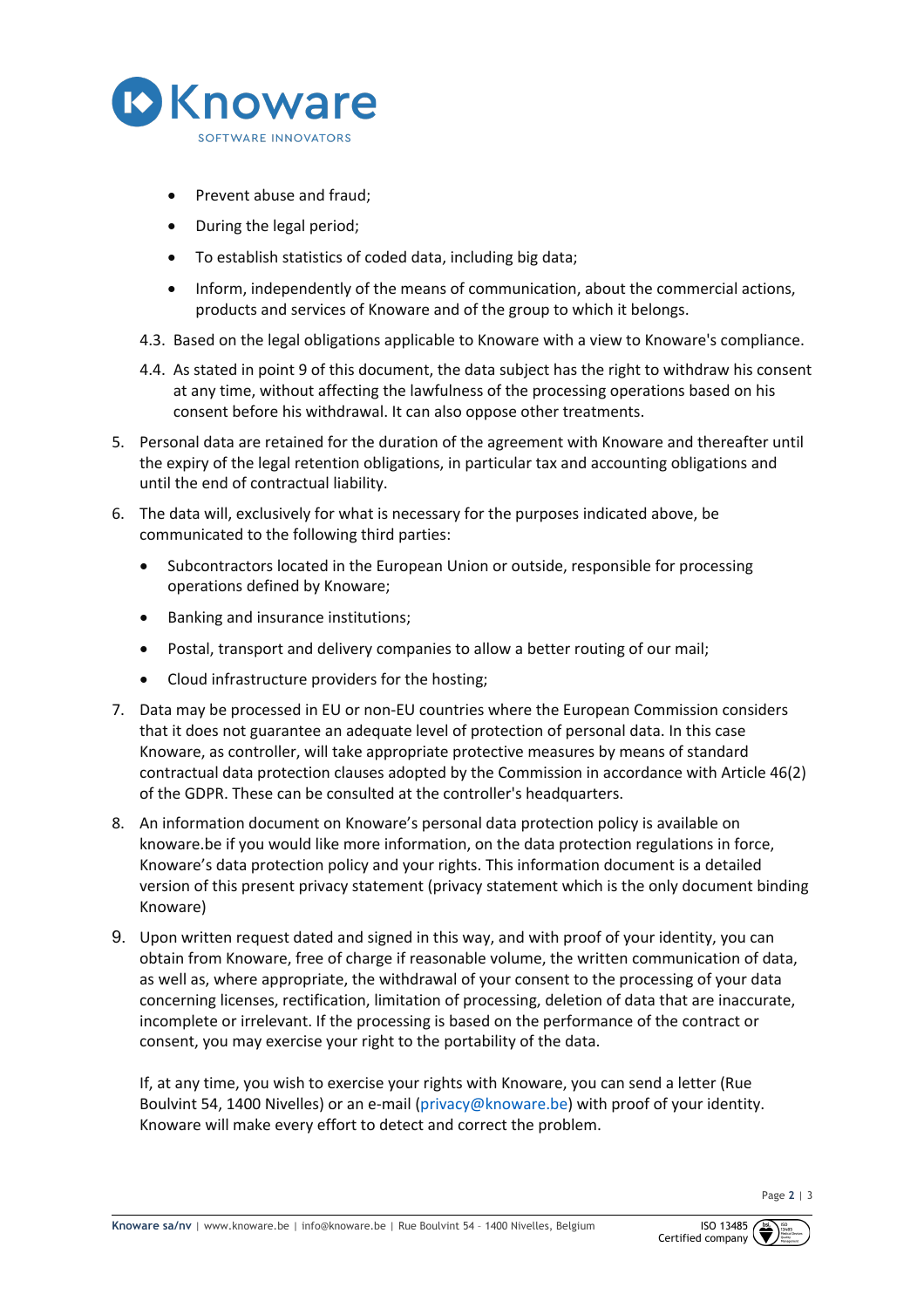- Prevent abuse and fraud;
- During the legal period;
- To establish statistics of coded data, including big data;
- Inform, independently of the means of communication, about the commercial actions, products and services of Knoware and of the group to which it belongs.

4.3. Based on the legal obligations applicable to Knoware with a view to Knoware's compliance.

4.4. As stated in point 9 of this document, the data subject has the right to withdraw his consent at any time, without affecting the lawfulness of the processing operations based on his consent before his withdrawal. It can also oppose other treatments.

5. Personal data are retained for the duration of the agreement with Knoware and thereafter until the expiry of the legal retention obligations, in particular tax and accounting obligations and until the end of contractual liability.

6. The data will, exclusively for what is necessary for the purposes indicated above, be communicated to the following third parties:
   - Subcontractors located in the European Union or outside, responsible for processing operations defined by Knoware;
   - Banking and insurance institutions;
   - Postal, transport and delivery companies to allow a better routing of our mail;
   - Cloud infrastructure providers for the hosting;

7. Data may be processed in EU or non-EU countries where the European Commission considers that it does not guarantee an adequate level of protection of personal data. In this case Knoware, as controller, will take appropriate protective measures by means of standard contractual data protection clauses adopted by the Commission in accordance with Article 46(2) of the GDPR. These can be consulted at the controller's headquarters.

8. An information document on Knoware's personal data protection policy is available on knoware.be if you would like more information, on the data protection regulations in force, Knoware's data protection policy and your rights. This information document is a detailed version of this present privacy statement (privacy statement which is the only document binding Knoware)

9. Upon written request dated and signed in this way, and with proof of your identity, you can obtain from Knoware, free of charge if reasonable volume, the written communication of data, as well as, where appropriate, the withdrawal of your consent to the processing of your data concerning licenses, rectification, limitation of processing, deletion of data that are inaccurate, incomplete or irrelevant. If the processing is based on the performance of the contract or consent, you may exercise your right to the portability of the data.

   If, at any time, you wish to exercise your rights with Knoware, you can send a letter (Rue Boulvint 54, 1400 Nivelles) or an e-mail (privacy@knoware.be) with proof of your identity. Knoware will make every effort to detect and correct the problem.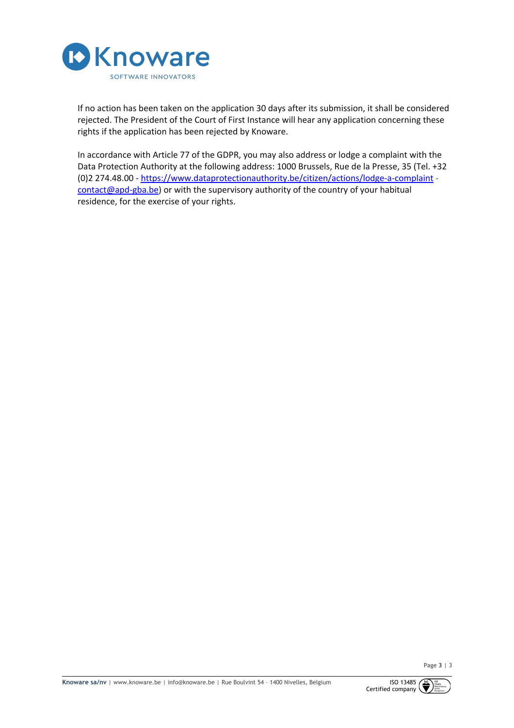If no action has been taken on the application 30 days after its submission, it shall be considered rejected. The President of the Court of First Instance will hear any application concerning these rights if the application has been rejected by Knoware.

In accordance with Article 77 of the GDPR, you may also address or lodge a complaint with the Data Protection Authority at the following address: 1000 Brussels, Rue de la Presse, 35 (Tel. +32 (0)2 274.48.00 - [https://www.dataprotectionauthority.be/citizen/actions/lodge-a-complaint](https://www.dataprotectionauthority.be/citizen/actions/lodge-a-complaint) - [contact@apd-gba.be](mailto:contact@apd-gba.be)) or with the supervisory authority of the country of your habitual residence, for the exercise of your rights.